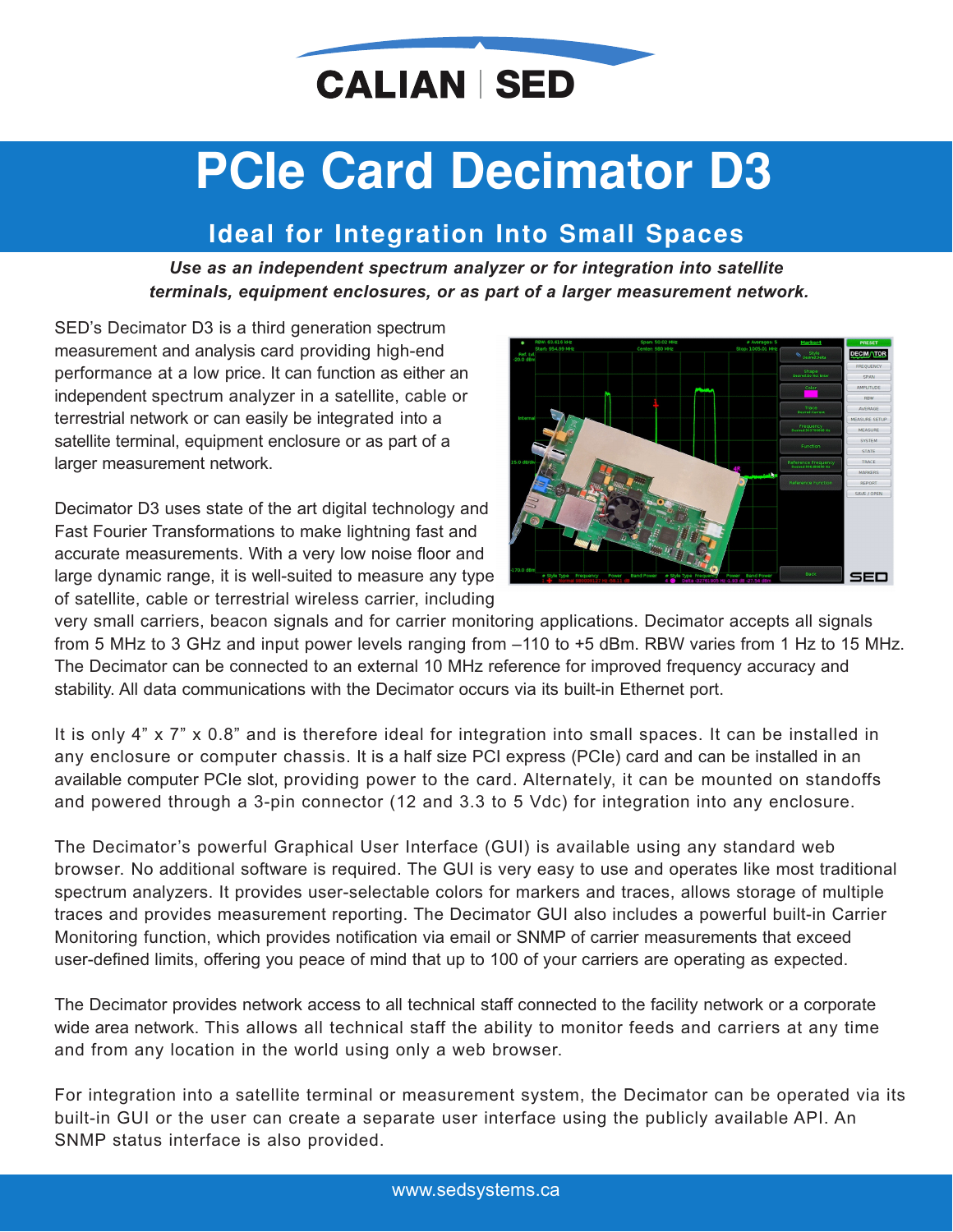CALIAN | SED

# PCIe Card Decimator D3

## Ideal for Integration Into Small Spaces

***Use as an independent spectrum analyzer or for integration into satellite terminals, equipment enclosures, or as part of a larger measurement network.***

SED's Decimator D3 is a third generation spectrum measurement and analysis card providing high-end performance at a low price. It can function as either an independent spectrum analyzer in a satellite, cable or terrestrial network or can easily be integrated into a satellite terminal, equipment enclosure or as part of a larger measurement network.

Decimator D3 uses state of the art digital technology and Fast Fourier Transformations to make lightning fast and accurate measurements. With a very low noise floor and large dynamic range, it is well-suited to measure any type of satellite, cable or terrestrial wireless carrier, including very small carriers, beacon signals and for carrier monitoring applications. Decimator accepts all signals from 5 MHz to 3 GHz and input power levels ranging from –110 to +5 dBm. RBW varies from 1 Hz to 15 MHz. The Decimator can be connected to an external 10 MHz reference for improved frequency accuracy and stability. All data communications with the Decimator occurs via its built-in Ethernet port.

It is only 4" x 7" x 0.8" and is therefore ideal for integration into small spaces. It can be installed in any enclosure or computer chassis. It is a half size PCI express (PCIe) card and can be installed in an available computer PCIe slot, providing power to the card. Alternately, it can be mounted on standoffs and powered through a 3-pin connector (12 and 3.3 to 5 Vdc) for integration into any enclosure.

The Decimator's powerful Graphical User Interface (GUI) is available using any standard web browser. No additional software is required. The GUI is very easy to use and operates like most traditional spectrum analyzers. It provides user-selectable colors for markers and traces, allows storage of multiple traces and provides measurement reporting. The Decimator GUI also includes a powerful built-in Carrier Monitoring function, which provides notification via email or SNMP of carrier measurements that exceed user-defined limits, offering you peace of mind that up to 100 of your carriers are operating as expected.

The Decimator provides network access to all technical staff connected to the facility network or a corporate wide area network. This allows all technical staff the ability to monitor feeds and carriers at any time and from any location in the world using only a web browser.

For integration into a satellite terminal or measurement system, the Decimator can be operated via its built-in GUI or the user can create a separate user interface using the publicly available API. An SNMP status interface is also provided.

www.sedsystems.ca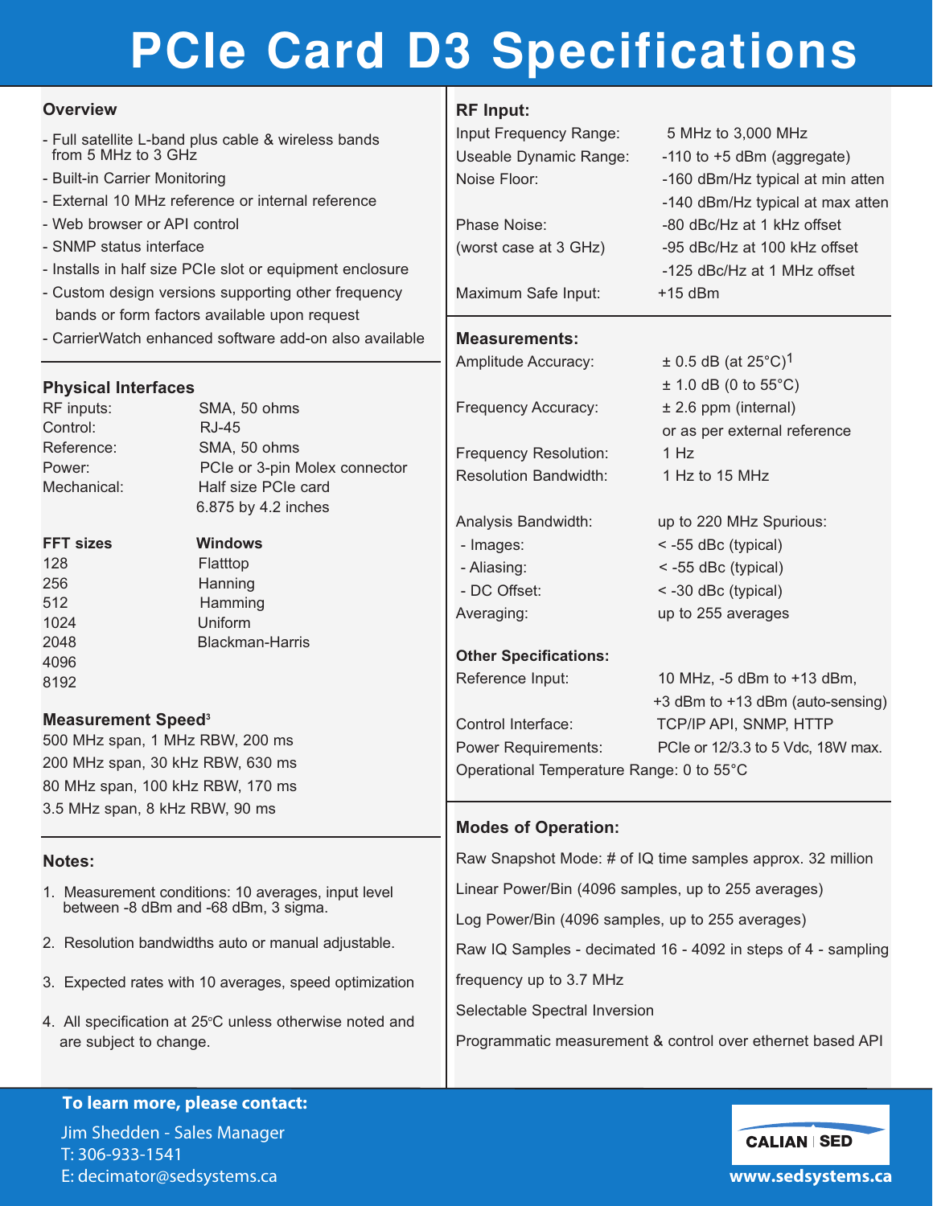# PCIe Card D3 Specifications

## Overview

- Full satellite L-band plus cable & wireless bands from 5 MHz to 3 GHz
- Built-in Carrier Monitoring
- External 10 MHz reference or internal reference
- Web browser or API control
- SNMP status interface
- Installs in half size PCIe slot or equipment enclosure
- Custom design versions supporting other frequency bands or form factors available upon request
- CarrierWatch enhanced software add-on also available

## Physical Interfaces

| | |
|---|---|
| RF inputs: | SMA, 50 ohms |
| Control: | RJ-45 |
| Reference: | SMA, 50 ohms |
| Power: | PCIe or 3-pin Molex connector |
| Mechanical: | Half size PCIe card<br>6.875 by 4.2 inches |

| FFT sizes | Windows |
|---|---|
| 128 | Flatttop |
| 256 | Hanning |
| 512 | Hamming |
| 1024 | Uniform |
| 2048 | Blackman-Harris |
| 4096 | |
| 8192 | |

## Measurement Speed[3]

500 MHz span, 1 MHz RBW, 200 ms
200 MHz span, 30 kHz RBW, 630 ms
80 MHz span, 100 kHz RBW, 170 ms
3.5 MHz span, 8 kHz RBW, 90 ms

## Notes:

1. Measurement conditions: 10 averages, input level between -8 dBm and -68 dBm, 3 sigma.
2. Resolution bandwidths auto or manual adjustable.
3. Expected rates with 10 averages, speed optimization
4. All specification at 25°C unless otherwise noted and are subject to change.

## RF Input:

| | |
|---|---|
| Input Frequency Range: | 5 MHz to 3,000 MHz |
| Useable Dynamic Range: | -110 to +5 dBm (aggregate) |
| Noise Floor: | -160 dBm/Hz typical at min atten<br>-140 dBm/Hz typical at max atten |
| Phase Noise:<br>(worst case at 3 GHz) | -80 dBc/Hz at 1 kHz offset<br>-95 dBc/Hz at 100 kHz offset<br>-125 dBc/Hz at 1 MHz offset |
| Maximum Safe Input: | +15 dBm |

## Measurements:

| | |
|---|---|
| Amplitude Accuracy: | ± 0.5 dB (at 25°C)[1]<br>± 1.0 dB (0 to 55°C) |
| Frequency Accuracy: | ± 2.6 ppm (internal)<br>or as per external reference |
| Frequency Resolution: | 1 Hz |
| Resolution Bandwidth: | 1 Hz to 15 MHz |
| Analysis Bandwidth: | up to 220 MHz Spurious: |
| - Images: | < -55 dBc (typical) |
| - Aliasing: | < -55 dBc (typical) |
| - DC Offset: | < -30 dBc (typical) |
| Averaging: | up to 255 averages |

### Other Specifications:

| | |
|---|---|
| Reference Input: | 10 MHz, -5 dBm to +13 dBm,<br>+3 dBm to +13 dBm (auto-sensing) |
| Control Interface: | TCP/IP API, SNMP, HTTP |
| Power Requirements: | PCIe or 12/3.3 to 5 Vdc, 18W max. |

Operational Temperature Range: 0 to 55°C

## Modes of Operation:

Raw Snapshot Mode: # of IQ time samples approx. 32 million

Linear Power/Bin (4096 samples, up to 255 averages)

Log Power/Bin (4096 samples, up to 255 averages)

Raw IQ Samples - decimated 16 - 4092 in steps of 4 - sampling frequency up to 3.7 MHz

Selectable Spectral Inversion

Programmatic measurement & control over ethernet based API

**To learn more, please contact:**

Jim Shedden - Sales Manager
T: 306-933-1541
E: decimator@sedsystems.ca

CALIAN | SED

www.sedsystems.ca